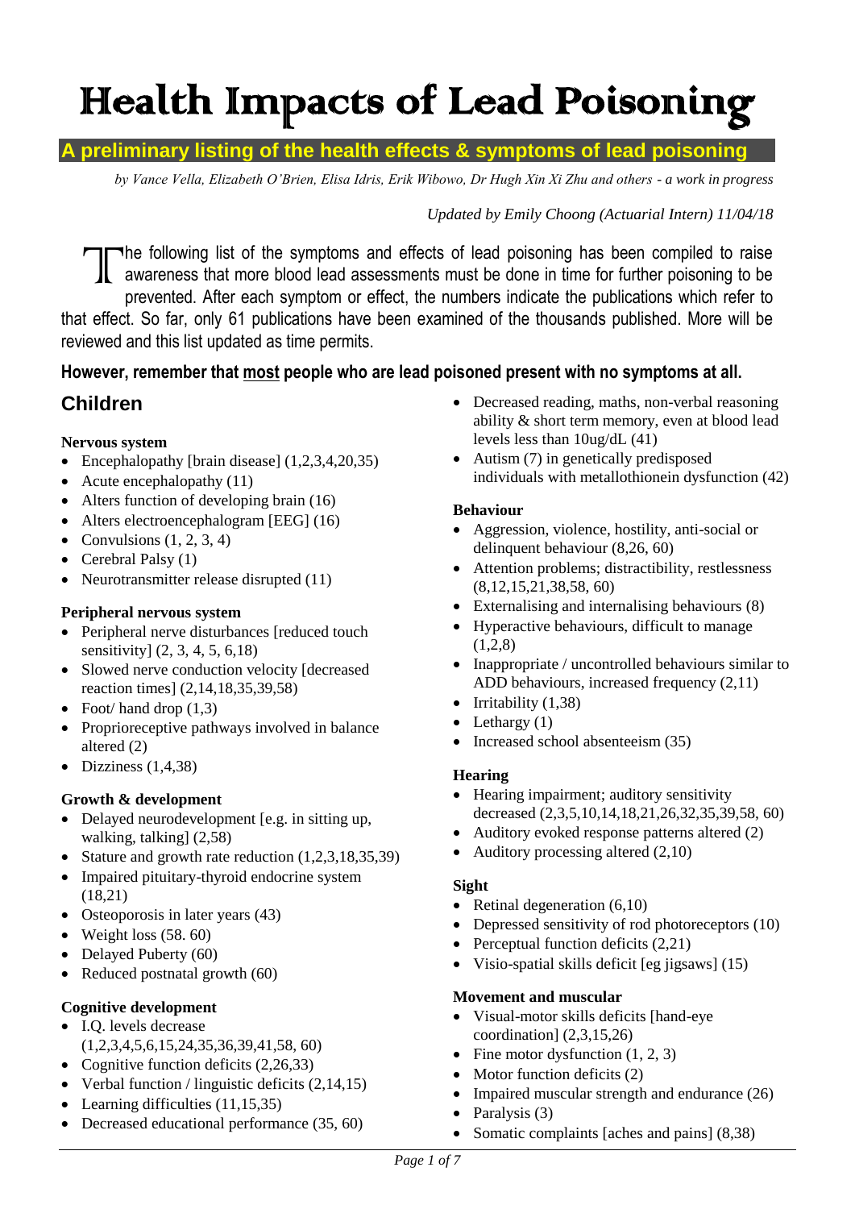# Health Impacts of Lead Poisoning

## A preliminary listing of the health effects & symptoms of lead poisoning

*by Vance Vella, Elizabeth O'Brien, Elisa Idris, Erik Wibowo, Dr Hugh Xin Xi Zhu and others - a work in progress*

*Updated by Emily Choong (Actuarial Intern) 11/04/18*

The following list of the symptoms and effects of lead poisoning has been compiled to raise awareness that more blood lead assessments must be done in time for further poisoning to be prevented. After each symptom or effect, the numbers indicate the publications which refer to that effect. So far, only 61 publications have been examined of the thousands published. More will be reviewed and this list updated as time permits.

**However, remember that <u>most</u> people who are lead poisoned present with no symptoms at all.**

## Children

**Nervous system**

- Encephalopathy [brain disease] (1,2,3,4,20,35)
- Acute encephalopathy (11)
- Alters function of developing brain (16)
- Alters electroencephalogram [EEG] (16)
- Convulsions (1, 2, 3, 4)
- Cerebral Palsy (1)
- Neurotransmitter release disrupted (11)

**Peripheral nervous system**

- Peripheral nerve disturbances [reduced touch sensitivity] (2, 3, 4, 5, 6,18)
- Slowed nerve conduction velocity [decreased reaction times] (2,14,18,35,39,58)
- Foot/ hand drop (1,3)
- Proprioreceptive pathways involved in balance altered (2)
- Dizziness (1,4,38)

**Growth & development**

- Delayed neurodevelopment [e.g. in sitting up, walking, talking] (2,58)
- Stature and growth rate reduction (1,2,3,18,35,39)
- Impaired pituitary-thyroid endocrine system (18,21)
- Osteoporosis in later years (43)
- Weight loss (58. 60)
- Delayed Puberty (60)
- Reduced postnatal growth (60)

**Cognitive development**

- I.Q. levels decrease (1,2,3,4,5,6,15,24,35,36,39,41,58, 60)
- Cognitive function deficits (2,26,33)
- Verbal function / linguistic deficits (2,14,15)
- Learning difficulties (11,15,35)
- Decreased educational performance (35, 60)
- Decreased reading, maths, non-verbal reasoning ability & short term memory, even at blood lead levels less than 10ug/dL (41)
- Autism (7) in genetically predisposed individuals with metallothionein dysfunction (42)

**Behaviour**

- Aggression, violence, hostility, anti-social or delinquent behaviour (8,26, 60)
- Attention problems; distractibility, restlessness (8,12,15,21,38,58, 60)
- Externalising and internalising behaviours (8)
- Hyperactive behaviours, difficult to manage (1,2,8)
- Inappropriate / uncontrolled behaviours similar to ADD behaviours, increased frequency (2,11)
- Irritability (1,38)
- Lethargy (1)
- Increased school absenteeism (35)

**Hearing**

- Hearing impairment; auditory sensitivity decreased (2,3,5,10,14,18,21,26,32,35,39,58, 60)
- Auditory evoked response patterns altered (2)
- Auditory processing altered (2,10)

**Sight**

- Retinal degeneration (6,10)
- Depressed sensitivity of rod photoreceptors (10)
- Perceptual function deficits (2,21)
- Visio-spatial skills deficit [eg jigsaws] (15)

**Movement and muscular**

- Visual-motor skills deficits [hand-eye coordination] (2,3,15,26)
- Fine motor dysfunction (1, 2, 3)
- Motor function deficits (2)
- Impaired muscular strength and endurance (26)
- Paralysis (3)
- Somatic complaints [aches and pains] (8,38)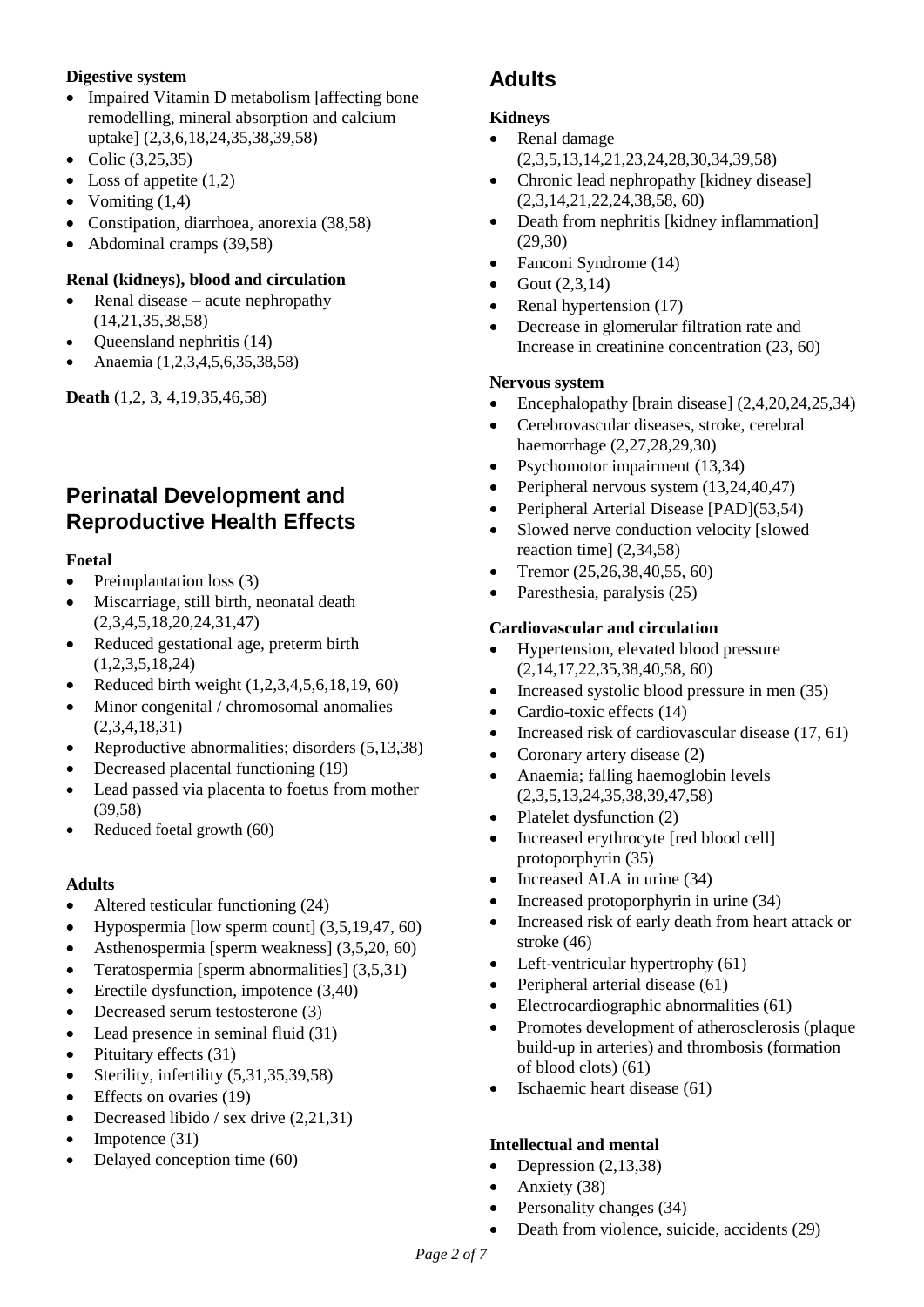**Digestive system**

- Impaired Vitamin D metabolism [affecting bone remodelling, mineral absorption and calcium uptake] (2,3,6,18,24,35,38,39,58)
- Colic (3,25,35)
- Loss of appetite (1,2)
- Vomiting (1,4)
- Constipation, diarrhoea, anorexia (38,58)
- Abdominal cramps (39,58)

**Renal (kidneys), blood and circulation**

- Renal disease – acute nephropathy (14,21,35,38,58)
- Queensland nephritis (14)
- Anaemia (1,2,3,4,5,6,35,38,58)

**Death** (1,2, 3, 4,19,35,46,58)

## Perinatal Development and Reproductive Health Effects

**Foetal**

- Preimplantation loss (3)
- Miscarriage, still birth, neonatal death (2,3,4,5,18,20,24,31,47)
- Reduced gestational age, preterm birth (1,2,3,5,18,24)
- Reduced birth weight (1,2,3,4,5,6,18,19, 60)
- Minor congenital / chromosomal anomalies (2,3,4,18,31)
- Reproductive abnormalities; disorders (5,13,38)
- Decreased placental functioning (19)
- Lead passed via placenta to foetus from mother (39,58)
- Reduced foetal growth (60)

**Adults**

- Altered testicular functioning (24)
- Hypospermia [low sperm count] (3,5,19,47, 60)
- Asthenospermia [sperm weakness] (3,5,20, 60)
- Teratospermia [sperm abnormalities] (3,5,31)
- Erectile dysfunction, impotence (3,40)
- Decreased serum testosterone (3)
- Lead presence in seminal fluid (31)
- Pituitary effects (31)
- Sterility, infertility (5,31,35,39,58)
- Effects on ovaries (19)
- Decreased libido / sex drive (2,21,31)
- Impotence (31)
- Delayed conception time (60)

## Adults

**Kidneys**

- Renal damage (2,3,5,13,14,21,23,24,28,30,34,39,58)
- Chronic lead nephropathy [kidney disease] (2,3,14,21,22,24,38,58, 60)
- Death from nephritis [kidney inflammation] (29,30)
- Fanconi Syndrome (14)
- Gout (2,3,14)
- Renal hypertension (17)
- Decrease in glomerular filtration rate and Increase in creatinine concentration (23, 60)

**Nervous system**

- Encephalopathy [brain disease] (2,4,20,24,25,34)
- Cerebrovascular diseases, stroke, cerebral haemorrhage (2,27,28,29,30)
- Psychomotor impairment (13,34)
- Peripheral nervous system (13,24,40,47)
- Peripheral Arterial Disease [PAD](53,54)
- Slowed nerve conduction velocity [slowed reaction time] (2,34,58)
- Tremor (25,26,38,40,55, 60)
- Paresthesia, paralysis (25)

**Cardiovascular and circulation**

- Hypertension, elevated blood pressure (2,14,17,22,35,38,40,58, 60)
- Increased systolic blood pressure in men (35)
- Cardio-toxic effects (14)
- Increased risk of cardiovascular disease (17, 61)
- Coronary artery disease (2)
- Anaemia; falling haemoglobin levels (2,3,5,13,24,35,38,39,47,58)
- Platelet dysfunction (2)
- Increased erythrocyte [red blood cell] protoporphyrin (35)
- Increased ALA in urine (34)
- Increased protoporphyrin in urine (34)
- Increased risk of early death from heart attack or stroke (46)
- Left-ventricular hypertrophy (61)
- Peripheral arterial disease (61)
- Electrocardiographic abnormalities (61)
- Promotes development of atherosclerosis (plaque build-up in arteries) and thrombosis (formation of blood clots) (61)
- Ischaemic heart disease (61)

**Intellectual and mental**

- Depression (2,13,38)
- Anxiety (38)
- Personality changes (34)
- Death from violence, suicide, accidents (29)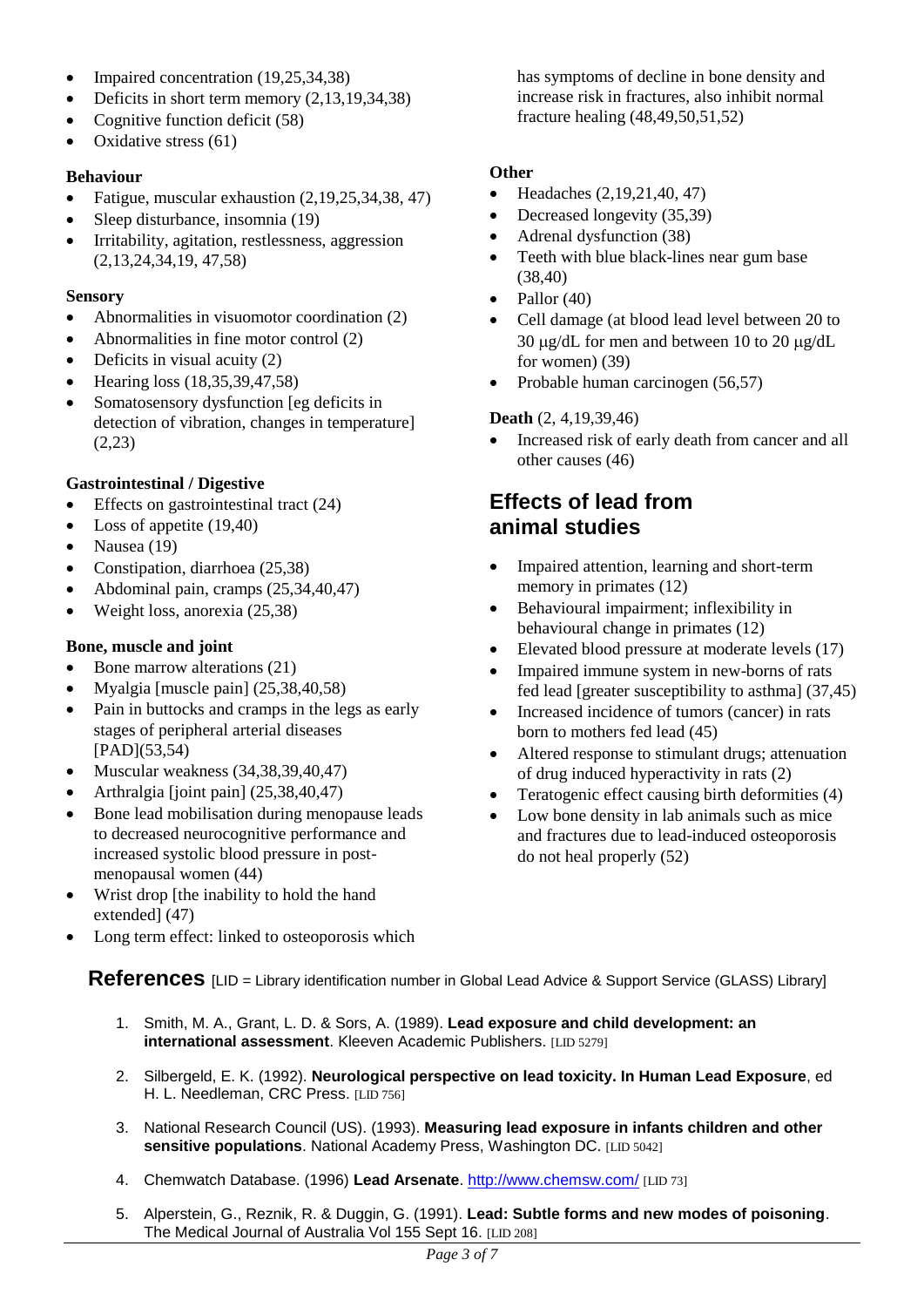- Impaired concentration (19,25,34,38)
- Deficits in short term memory (2,13,19,34,38)
- Cognitive function deficit (58)
- Oxidative stress (61)

**Behaviour**

- Fatigue, muscular exhaustion (2,19,25,34,38, 47)
- Sleep disturbance, insomnia (19)
- Irritability, agitation, restlessness, aggression (2,13,24,34,19, 47,58)

**Sensory**

- Abnormalities in visuomotor coordination (2)
- Abnormalities in fine motor control (2)
- Deficits in visual acuity (2)
- Hearing loss (18,35,39,47,58)
- Somatosensory dysfunction [eg deficits in detection of vibration, changes in temperature] (2,23)

**Gastrointestinal / Digestive**

- Effects on gastrointestinal tract (24)
- Loss of appetite (19,40)
- Nausea (19)
- Constipation, diarrhoea (25,38)
- Abdominal pain, cramps (25,34,40,47)
- Weight loss, anorexia (25,38)

**Bone, muscle and joint**

- Bone marrow alterations (21)
- Myalgia [muscle pain] (25,38,40,58)
- Pain in buttocks and cramps in the legs as early stages of peripheral arterial diseases [PAD](53,54)
- Muscular weakness (34,38,39,40,47)
- Arthralgia [joint pain] (25,38,40,47)
- Bone lead mobilisation during menopause leads to decreased neurocognitive performance and increased systolic blood pressure in post-menopausal women (44)
- Wrist drop [the inability to hold the hand extended] (47)
- Long term effect: linked to osteoporosis which has symptoms of decline in bone density and increase risk in fractures, also inhibit normal fracture healing (48,49,50,51,52)

**Other**

- Headaches (2,19,21,40, 47)
- Decreased longevity (35,39)
- Adrenal dysfunction (38)
- Teeth with blue black-lines near gum base (38,40)
- Pallor (40)
- Cell damage (at blood lead level between 20 to 30 μg/dL for men and between 10 to 20 μg/dL for women) (39)
- Probable human carcinogen (56,57)

**Death** (2, 4,19,39,46)

- Increased risk of early death from cancer and all other causes (46)

## Effects of lead from animal studies

- Impaired attention, learning and short-term memory in primates (12)
- Behavioural impairment; inflexibility in behavioural change in primates (12)
- Elevated blood pressure at moderate levels (17)
- Impaired immune system in new-borns of rats fed lead [greater susceptibility to asthma] (37,45)
- Increased incidence of tumors (cancer) in rats born to mothers fed lead (45)
- Altered response to stimulant drugs; attenuation of drug induced hyperactivity in rats (2)
- Teratogenic effect causing birth deformities (4)
- Low bone density in lab animals such as mice and fractures due to lead-induced osteoporosis do not heal properly (52)

## References [LID = Library identification number in Global Lead Advice & Support Service (GLASS) Library]

1. Smith, M. A., Grant, L. D. & Sors, A. (1989). **Lead exposure and child development: an international assessment**. Kleeven Academic Publishers. [LID 5279]
2. Silbergeld, E. K. (1992). **Neurological perspective on lead toxicity. In Human Lead Exposure**, ed H. L. Needleman, CRC Press. [LID 756]
3. National Research Council (US). (1993). **Measuring lead exposure in infants children and other sensitive populations**. National Academy Press, Washington DC. [LID 5042]
4. Chemwatch Database. (1996) **Lead Arsenate**. http://www.chemsw.com/ [LID 73]
5. Alperstein, G., Reznik, R. & Duggin, G. (1991). **Lead: Subtle forms and new modes of poisoning**. The Medical Journal of Australia Vol 155 Sept 16. [LID 208]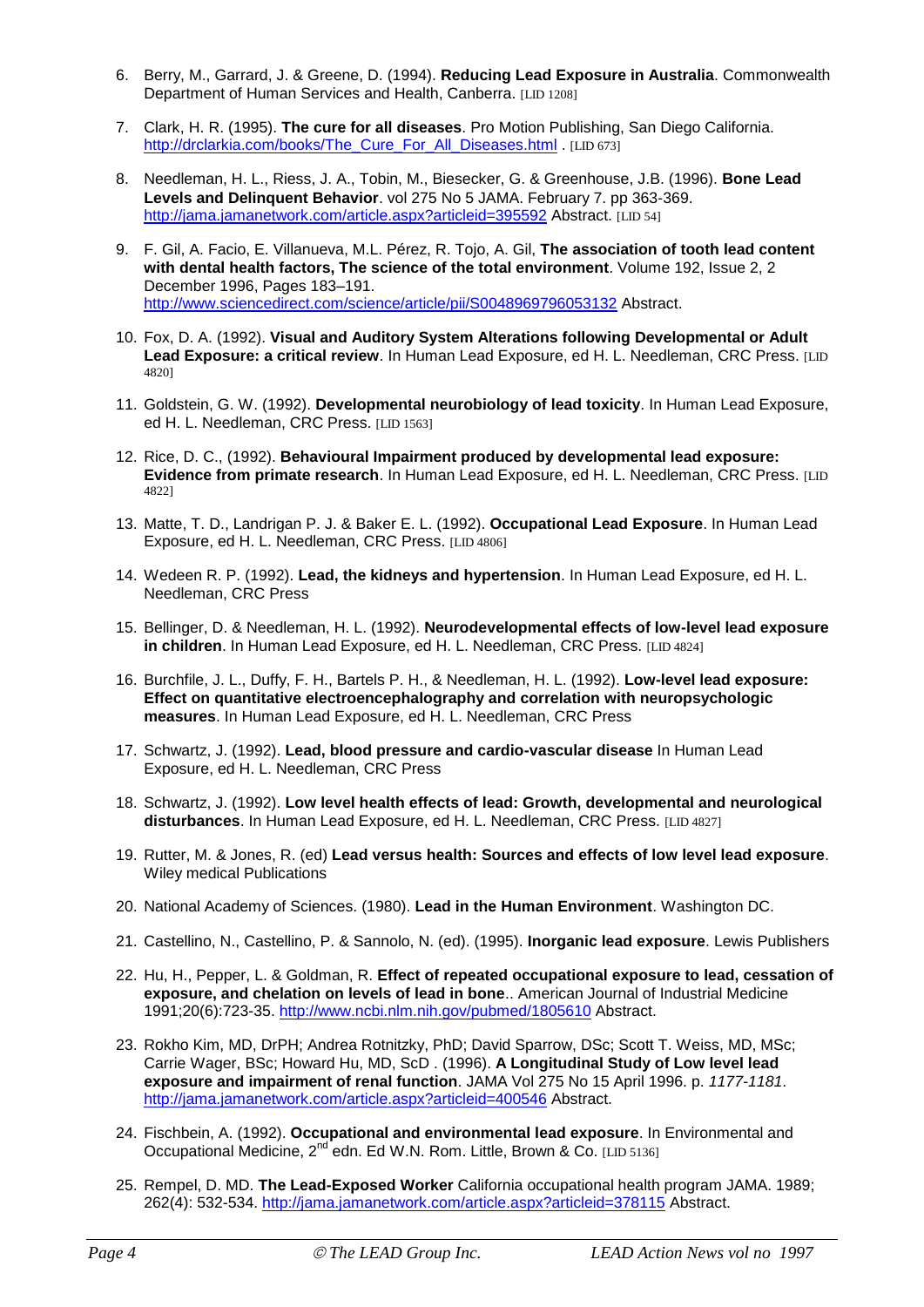6. Berry, M., Garrard, J. & Greene, D. (1994). **Reducing Lead Exposure in Australia**. Commonwealth Department of Human Services and Health, Canberra. [LID 1208]

7. Clark, H. R. (1995). **The cure for all diseases**. Pro Motion Publishing, San Diego California. http://drclarkia.com/books/The_Cure_For_All_Diseases.html . [LID 673]

8. Needleman, H. L., Riess, J. A., Tobin, M., Biesecker, G. & Greenhouse, J.B. (1996). **Bone Lead Levels and Delinquent Behavior**. vol 275 No 5 JAMA. February 7. pp 363-369. http://jama.jamanetwork.com/article.aspx?articleid=395592 Abstract. [LID 54]

9. F. Gil, A. Facio, E. Villanueva, M.L. Pérez, R. Tojo, A. Gil, **The association of tooth lead content with dental health factors, The science of the total environment**. Volume 192, Issue 2, 2 December 1996, Pages 183–191. http://www.sciencedirect.com/science/article/pii/S0048969796053132 Abstract.

10. Fox, D. A. (1992). **Visual and Auditory System Alterations following Developmental or Adult Lead Exposure: a critical review**. In Human Lead Exposure, ed H. L. Needleman, CRC Press. [LID 4820]

11. Goldstein, G. W. (1992). **Developmental neurobiology of lead toxicity**. In Human Lead Exposure, ed H. L. Needleman, CRC Press. [LID 1563]

12. Rice, D. C., (1992). **Behavioural Impairment produced by developmental lead exposure: Evidence from primate research**. In Human Lead Exposure, ed H. L. Needleman, CRC Press. [LID 4822]

13. Matte, T. D., Landrigan P. J. & Baker E. L. (1992). **Occupational Lead Exposure**. In Human Lead Exposure, ed H. L. Needleman, CRC Press. [LID 4806]

14. Wedeen R. P. (1992). **Lead, the kidneys and hypertension**. In Human Lead Exposure, ed H. L. Needleman, CRC Press

15. Bellinger, D. & Needleman, H. L. (1992). **Neurodevelopmental effects of low-level lead exposure in children**. In Human Lead Exposure, ed H. L. Needleman, CRC Press. [LID 4824]

16. Burchfile, J. L., Duffy, F. H., Bartels P. H., & Needleman, H. L. (1992). **Low-level lead exposure: Effect on quantitative electroencephalography and correlation with neuropsychologic measures**. In Human Lead Exposure, ed H. L. Needleman, CRC Press

17. Schwartz, J. (1992). **Lead, blood pressure and cardio-vascular disease** In Human Lead Exposure, ed H. L. Needleman, CRC Press

18. Schwartz, J. (1992). **Low level health effects of lead: Growth, developmental and neurological disturbances**. In Human Lead Exposure, ed H. L. Needleman, CRC Press. [LID 4827]

19. Rutter, M. & Jones, R. (ed) **Lead versus health: Sources and effects of low level lead exposure**. Wiley medical Publications

20. National Academy of Sciences. (1980). **Lead in the Human Environment**. Washington DC.

21. Castellino, N., Castellino, P. & Sannolo, N. (ed). (1995). **Inorganic lead exposure**. Lewis Publishers

22. Hu, H., Pepper, L. & Goldman, R. **Effect of repeated occupational exposure to lead, cessation of exposure, and chelation on levels of lead in bone**.. American Journal of Industrial Medicine 1991;20(6):723-35. http://www.ncbi.nlm.nih.gov/pubmed/1805610 Abstract.

23. Rokho Kim, MD, DrPH; Andrea Rotnitzky, PhD; David Sparrow, DSc; Scott T. Weiss, MD, MSc; Carrie Wager, BSc; Howard Hu, MD, ScD . (1996). **A Longitudinal Study of Low level lead exposure and impairment of renal function**. JAMA Vol 275 No 15 April 1996. p. *1177-1181*. http://jama.jamanetwork.com/article.aspx?articleid=400546 Abstract.

24. Fischbein, A. (1992). **Occupational and environmental lead exposure**. In Environmental and Occupational Medicine, 2nd edn. Ed W.N. Rom. Little, Brown & Co. [LID 5136]

25. Rempel, D. MD. **The Lead-Exposed Worker** California occupational health program JAMA. 1989; 262(4): 532-534. http://jama.jamanetwork.com/article.aspx?articleid=378115 Abstract.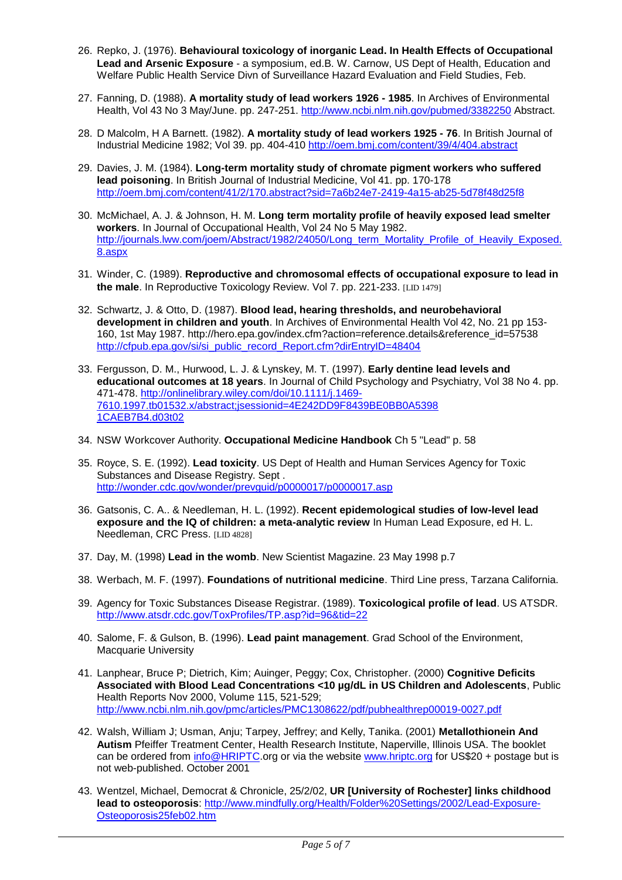26. Repko, J. (1976). **Behavioural toxicology of inorganic Lead. In Health Effects of Occupational Lead and Arsenic Exposure** - a symposium, ed.B. W. Carnow, US Dept of Health, Education and Welfare Public Health Service Divn of Surveillance Hazard Evaluation and Field Studies, Feb.

27. Fanning, D. (1988). **A mortality study of lead workers 1926 - 1985**. In Archives of Environmental Health, Vol 43 No 3 May/June. pp. 247-251. http://www.ncbi.nlm.nih.gov/pubmed/3382250 Abstract.

28. D Malcolm, H A Barnett. (1982). **A mortality study of lead workers 1925 - 76**. In British Journal of Industrial Medicine 1982; Vol 39. pp. 404-410 http://oem.bmj.com/content/39/4/404.abstract

29. Davies, J. M. (1984). **Long-term mortality study of chromate pigment workers who suffered lead poisoning**. In British Journal of Industrial Medicine, Vol 41. pp. 170-178 http://oem.bmj.com/content/41/2/170.abstract?sid=7a6b24e7-2419-4a15-ab25-5d78f48d25f8

30. McMichael, A. J. & Johnson, H. M. **Long term mortality profile of heavily exposed lead smelter workers**. In Journal of Occupational Health, Vol 24 No 5 May 1982. http://journals.lww.com/joem/Abstract/1982/24050/Long_term_Mortality_Profile_of_Heavily_Exposed.8.aspx

31. Winder, C. (1989). **Reproductive and chromosomal effects of occupational exposure to lead in the male**. In Reproductive Toxicology Review. Vol 7. pp. 221-233. [LID 1479]

32. Schwartz, J. & Otto, D. (1987). **Blood lead, hearing thresholds, and neurobehavioral development in children and youth**. In Archives of Environmental Health Vol 42, No. 21 pp 153-160, 1st May 1987. http://hero.epa.gov/index.cfm?action=reference.details&reference_id=57538 http://cfpub.epa.gov/si/si_public_record_Report.cfm?dirEntryID=48404

33. Fergusson, D. M., Hurwood, L. J. & Lynskey, M. T. (1997). **Early dentine lead levels and educational outcomes at 18 years**. In Journal of Child Psychology and Psychiatry, Vol 38 No 4. pp. 471-478. http://onlinelibrary.wiley.com/doi/10.1111/j.1469-7610.1997.tb01532.x/abstract;jsessionid=4E242DD9F8439BE0BB0A5398 1CAEB7B4.d03t02

34. NSW Workcover Authority. **Occupational Medicine Handbook** Ch 5 "Lead" p. 58

35. Royce, S. E. (1992). **Lead toxicity**. US Dept of Health and Human Services Agency for Toxic Substances and Disease Registry. Sept . http://wonder.cdc.gov/wonder/prevguid/p0000017/p0000017.asp

36. Gatsonis, C. A.. & Needleman, H. L. (1992). **Recent epidemological studies of low-level lead exposure and the IQ of children: a meta-analytic review** In Human Lead Exposure, ed H. L. Needleman, CRC Press. [LID 4828]

37. Day, M. (1998) **Lead in the womb**. New Scientist Magazine. 23 May 1998 p.7

38. Werbach, M. F. (1997). **Foundations of nutritional medicine**. Third Line press, Tarzana California.

39. Agency for Toxic Substances Disease Registrar. (1989). **Toxicological profile of lead**. US ATSDR. http://www.atsdr.cdc.gov/ToxProfiles/TP.asp?id=96&tid=22

40. Salome, F. & Gulson, B. (1996). **Lead paint management**. Grad School of the Environment, Macquarie University

41. Lanphear, Bruce P; Dietrich, Kim; Auinger, Peggy; Cox, Christopher. (2000) **Cognitive Deficits Associated with Blood Lead Concentrations <10 µg/dL in US Children and Adolescents**, Public Health Reports Nov 2000, Volume 115, 521-529; http://www.ncbi.nlm.nih.gov/pmc/articles/PMC1308622/pdf/pubhealthrep00019-0027.pdf

42. Walsh, William J; Usman, Anju; Tarpey, Jeffrey; and Kelly, Tanika. (2001) **Metallothionein And Autism** Pfeiffer Treatment Center, Health Research Institute, Naperville, Illinois USA. The booklet can be ordered from info@HRIPTC.org or via the website www.hriptc.org for US$20 + postage but is not web-published. October 2001

43. Wentzel, Michael, Democrat & Chronicle, 25/2/02, **UR [University of Rochester] links childhood lead to osteoporosis**: http://www.mindfully.org/Health/Folder%20Settings/2002/Lead-Exposure-Osteoporosis25feb02.htm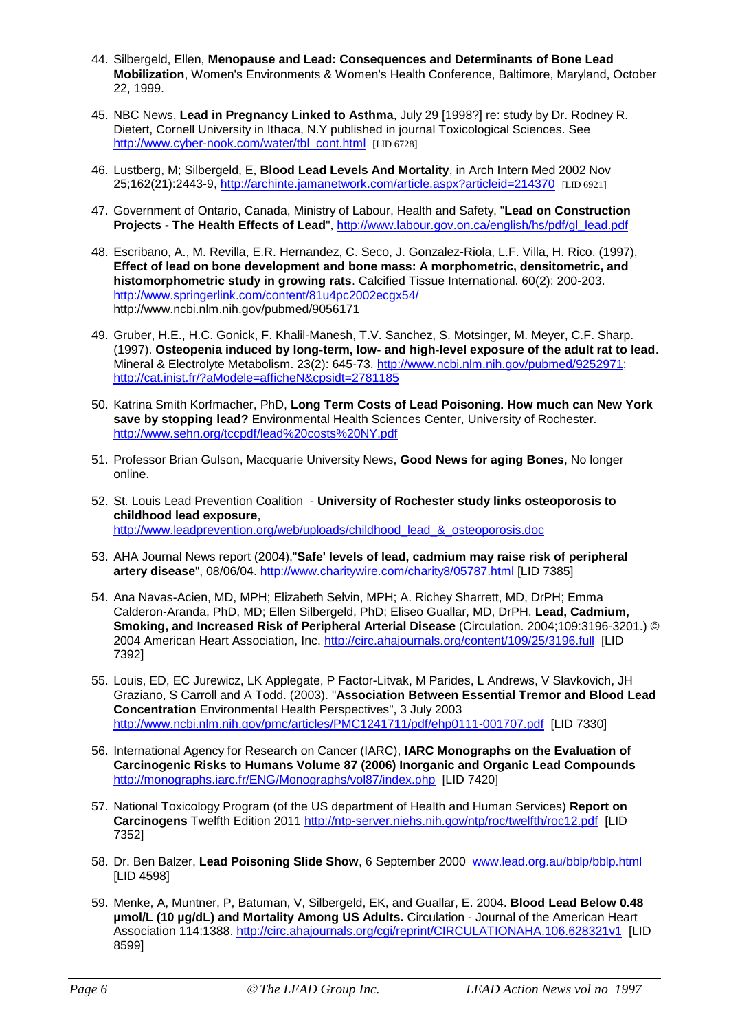44. Silbergeld, Ellen, **Menopause and Lead: Consequences and Determinants of Bone Lead Mobilization**, Women's Environments & Women's Health Conference, Baltimore, Maryland, October 22, 1999.

45. NBC News, **Lead in Pregnancy Linked to Asthma**, July 29 [1998?] re: study by Dr. Rodney R. Dietert, Cornell University in Ithaca, N.Y published in journal Toxicological Sciences. See http://www.cyber-nook.com/water/tbl_cont.html [LID 6728]

46. Lustberg, M; Silbergeld, E, **Blood Lead Levels And Mortality**, in Arch Intern Med 2002 Nov 25;162(21):2443-9, http://archinte.jamanetwork.com/article.aspx?articleid=214370 [LID 6921]

47. Government of Ontario, Canada, Ministry of Labour, Health and Safety, "**Lead on Construction Projects - The Health Effects of Lead**", http://www.labour.gov.on.ca/english/hs/pdf/gl_lead.pdf

48. Escribano, A., M. Revilla, E.R. Hernandez, C. Seco, J. Gonzalez-Riola, L.F. Villa, H. Rico. (1997), **Effect of lead on bone development and bone mass: A morphometric, densitometric, and histomorphometric study in growing rats**. Calcified Tissue International. 60(2): 200-203. http://www.springerlink.com/content/81u4pc2002ecgx54/ http://www.ncbi.nlm.nih.gov/pubmed/9056171

49. Gruber, H.E., H.C. Gonick, F. Khalil-Manesh, T.V. Sanchez, S. Motsinger, M. Meyer, C.F. Sharp. (1997). **Osteopenia induced by long-term, low- and high-level exposure of the adult rat to lead**. Mineral & Electrolyte Metabolism. 23(2): 645-73. http://www.ncbi.nlm.nih.gov/pubmed/9252971; http://cat.inist.fr/?aModele=afficheN&cpsidt=2781185

50. Katrina Smith Korfmacher, PhD, **Long Term Costs of Lead Poisoning. How much can New York save by stopping lead?** Environmental Health Sciences Center, University of Rochester. http://www.sehn.org/tccpdf/lead%20costs%20NY.pdf

51. Professor Brian Gulson, Macquarie University News, **Good News for aging Bones**, No longer online.

52. St. Louis Lead Prevention Coalition - **University of Rochester study links osteoporosis to childhood lead exposure**, http://www.leadprevention.org/web/uploads/childhood_lead_&_osteoporosis.doc

53. AHA Journal News report (2004),"**Safe' levels of lead, cadmium may raise risk of peripheral artery disease**", 08/06/04. http://www.charitywire.com/charity8/05787.html [LID 7385]

54. Ana Navas-Acien, MD, MPH; Elizabeth Selvin, MPH; A. Richey Sharrett, MD, DrPH; Emma Calderon-Aranda, PhD, MD; Ellen Silbergeld, PhD; Eliseo Guallar, MD, DrPH. **Lead, Cadmium, Smoking, and Increased Risk of Peripheral Arterial Disease** (Circulation. 2004;109:3196-3201.) © 2004 American Heart Association, Inc. http://circ.ahajournals.org/content/109/25/3196.full [LID 7392]

55. Louis, ED, EC Jurewicz, LK Applegate, P Factor-Litvak, M Parides, L Andrews, V Slavkovich, JH Graziano, S Carroll and A Todd. (2003). "**Association Between Essential Tremor and Blood Lead Concentration** Environmental Health Perspectives", 3 July 2003 http://www.ncbi.nlm.nih.gov/pmc/articles/PMC1241711/pdf/ehp0111-001707.pdf [LID 7330]

56. International Agency for Research on Cancer (IARC), **IARC Monographs on the Evaluation of Carcinogenic Risks to Humans Volume 87 (2006) Inorganic and Organic Lead Compounds** http://monographs.iarc.fr/ENG/Monographs/vol87/index.php [LID 7420]

57. National Toxicology Program (of the US department of Health and Human Services) **Report on Carcinogens** Twelfth Edition 2011 http://ntp-server.niehs.nih.gov/ntp/roc/twelfth/roc12.pdf [LID 7352]

58. Dr. Ben Balzer, **Lead Poisoning Slide Show**, 6 September 2000 www.lead.org.au/bblp/bblp.html [LID 4598]

59. Menke, A, Muntner, P, Batuman, V, Silbergeld, EK, and Guallar, E. 2004. **Blood Lead Below 0.48 µmol/L (10 µg/dL) and Mortality Among US Adults.** Circulation - Journal of the American Heart Association 114:1388. http://circ.ahajournals.org/cgi/reprint/CIRCULATIONAHA.106.628321v1 [LID 8599]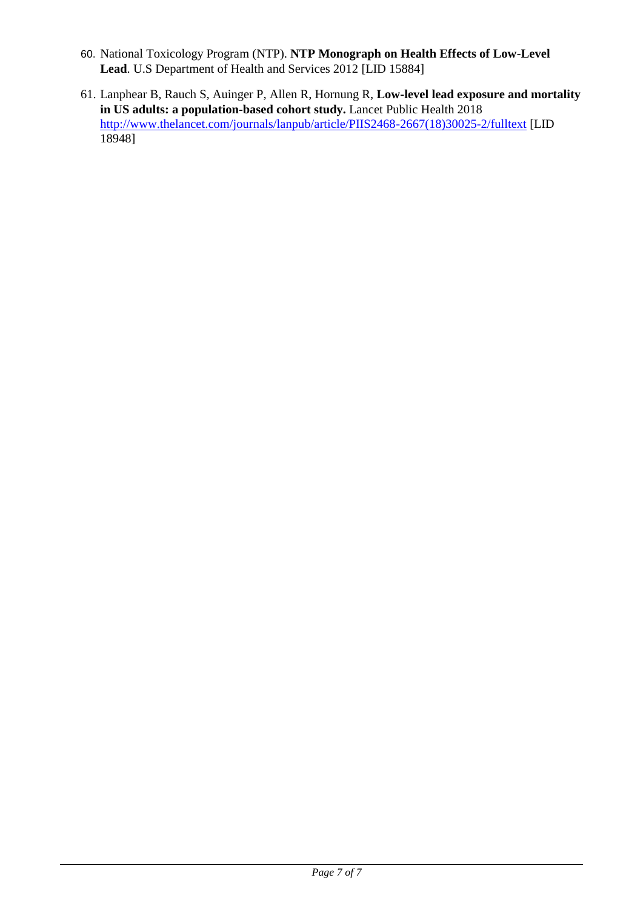60. National Toxicology Program (NTP). **NTP Monograph on Health Effects of Low-Level Lead**. U.S Department of Health and Services 2012 [LID 15884]

61. Lanphear B, Rauch S, Auinger P, Allen R, Hornung R, **Low-level lead exposure and mortality in US adults: a population-based cohort study.** Lancet Public Health 2018 http://www.thelancet.com/journals/lanpub/article/PIIS2468-2667(18)30025-2/fulltext [LID 18948]